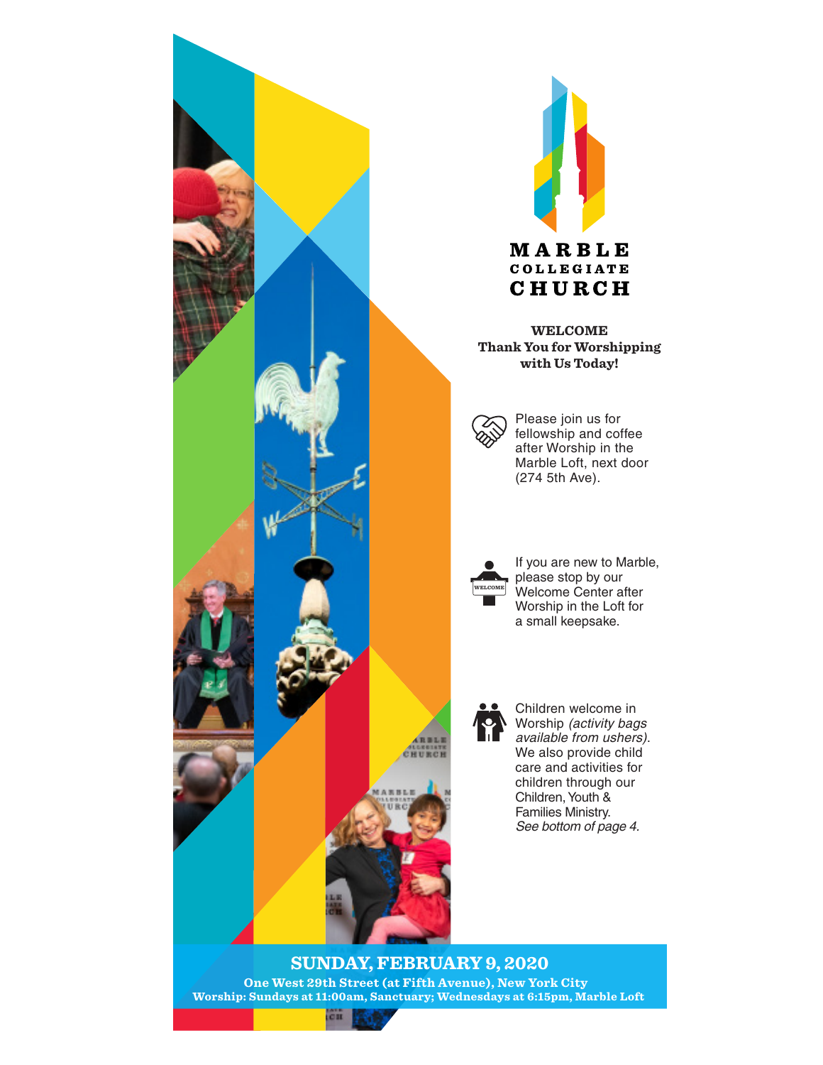# MARBLE COLLEGIATE CHURCH

**WELCOME**
**Thank You for Worshipping with Us Today!**

Please join us for fellowship and coffee after Worship in the Marble Loft, next door (274 5th Ave).

If you are new to Marble, please stop by our Welcome Center after Worship in the Loft for a small keepsake.

Children welcome in Worship *(activity bags available from ushers)*. We also provide child care and activities for children through our Children, Youth & Families Ministry. *See bottom of page 4*.

## SUNDAY, FEBRUARY 9, 2020

**One West 29th Street (at Fifth Avenue), New York City**
**Worship: Sundays at 11:00am, Sanctuary; Wednesdays at 6:15pm, Marble Loft**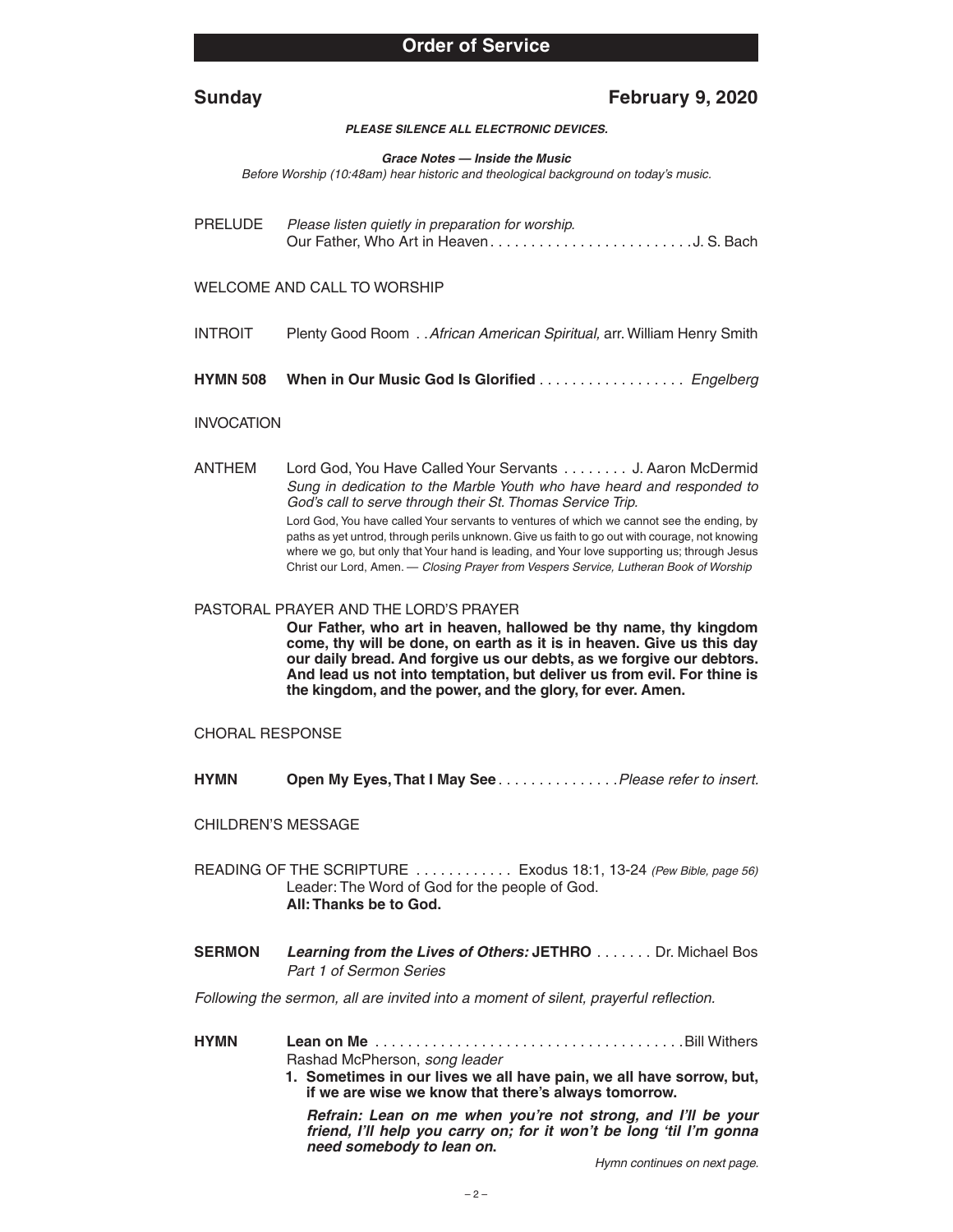## Order of Service

**Sunday** **February 9, 2020**

***PLEASE SILENCE ALL ELECTRONIC DEVICES.***

***Grace Notes — Inside the Music***

*Before Worship (10:48am) hear historic and theological background on today's music.*

PRELUDE *Please listen quietly in preparation for worship.*
Our Father, Who Art in Heaven . . . . . . . . . . . . . . . . . . . . . . . . J. S. Bach

WELCOME AND CALL TO WORSHIP

INTROIT Plenty Good Room . . *African American Spiritual,* arr. William Henry Smith

**HYMN 508 When in Our Music God Is Glorified** . . . . . . . . . . . . . . . . . *Engelberg*

INVOCATION

ANTHEM Lord God, You Have Called Your Servants . . . . . . . . J. Aaron McDermid
*Sung in dedication to the Marble Youth who have heard and responded to God's call to serve through their St. Thomas Service Trip.*

Lord God, You have called Your servants to ventures of which we cannot see the ending, by paths as yet untrod, through perils unknown. Give us faith to go out with courage, not knowing where we go, but only that Your hand is leading, and Your love supporting us; through Jesus Christ our Lord, Amen. — *Closing Prayer from Vespers Service, Lutheran Book of Worship*

PASTORAL PRAYER AND THE LORD'S PRAYER

**Our Father, who art in heaven, hallowed be thy name, thy kingdom come, thy will be done, on earth as it is in heaven. Give us this day our daily bread. And forgive us our debts, as we forgive our debtors. And lead us not into temptation, but deliver us from evil. For thine is the kingdom, and the power, and the glory, for ever. Amen.**

CHORAL RESPONSE

**HYMN Open My Eyes, That I May See** . . . . . . . . . . . . . . *Please refer to insert.*

CHILDREN'S MESSAGE

READING OF THE SCRIPTURE . . . . . . . . . . . . Exodus 18:1, 13-24 *(Pew Bible, page 56)*
Leader: The Word of God for the people of God.
**All: Thanks be to God.**

**SERMON** ***Learning from the Lives of Others:* JETHRO** . . . . . . . Dr. Michael Bos
*Part 1 of Sermon Series*

*Following the sermon, all are invited into a moment of silent, prayerful reflection.*

**HYMN Lean on Me** . . . . . . . . . . . . . . . . . . . . . . . . . . . . . . . . . . . . Bill Withers
Rashad McPherson, *song leader*

1. **Sometimes in our lives we all have pain, we all have sorrow, but, if we are wise we know that there's always tomorrow.**

***Refrain: Lean on me when you're not strong, and I'll be your friend, I'll help you carry on; for it won't be long 'til I'm gonna need somebody to lean on.***

*Hymn continues on next page.*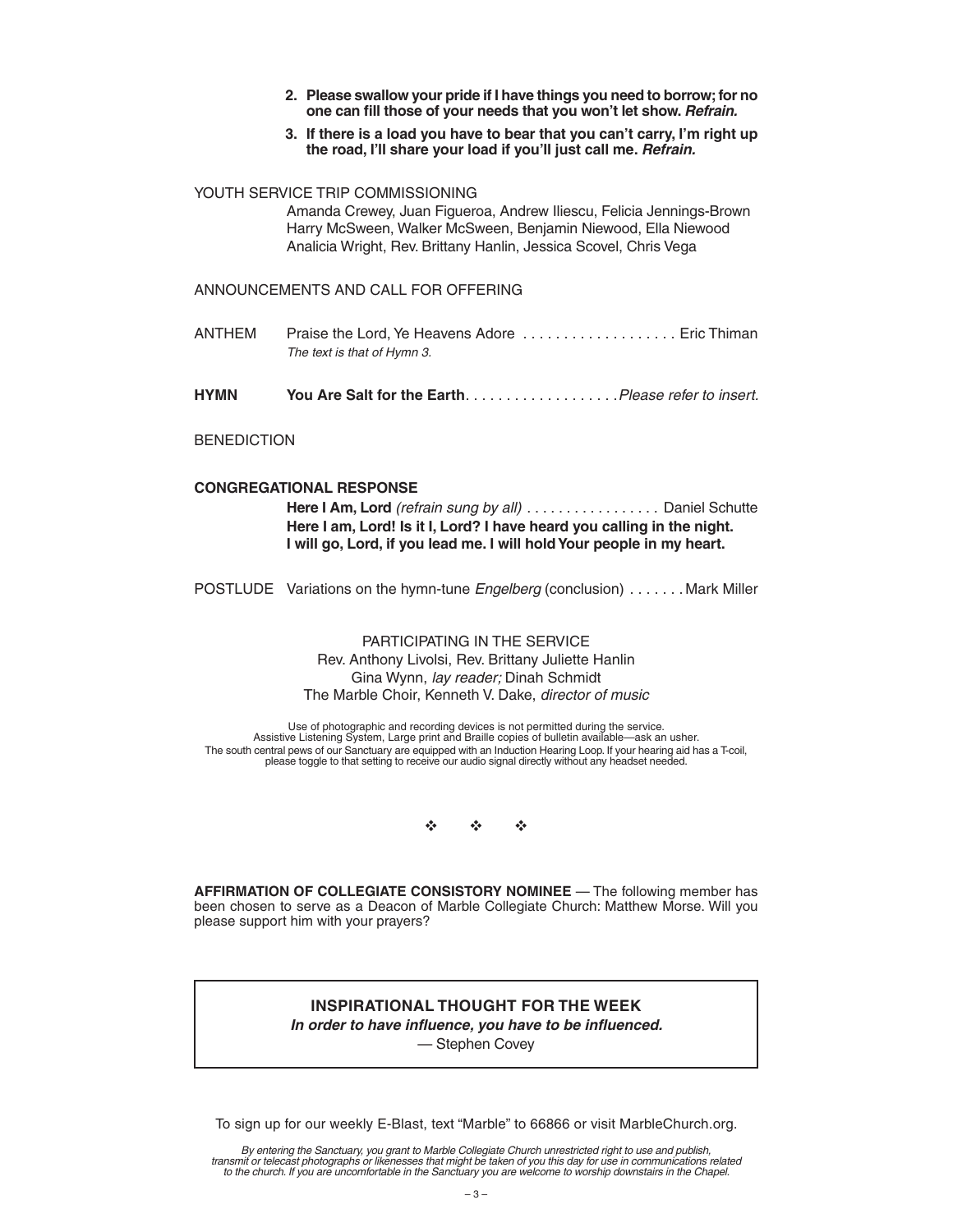2. **Please swallow your pride if I have things you need to borrow; for no one can fill those of your needs that you won't let show. *Refrain.***
3. **If there is a load you have to bear that you can't carry, I'm right up the road, I'll share your load if you'll just call me. *Refrain.***

YOUTH SERVICE TRIP COMMISSIONING

Amanda Crewey, Juan Figueroa, Andrew Iliescu, Felicia Jennings-Brown
Harry McSween, Walker McSween, Benjamin Niewood, Ella Niewood
Analicia Wright, Rev. Brittany Hanlin, Jessica Scovel, Chris Vega

ANNOUNCEMENTS AND CALL FOR OFFERING

ANTHEM Praise the Lord, Ye Heavens Adore . . . . . . . . . . . . . . . . . . . Eric Thiman
*The text is that of Hymn 3.*

**HYMN You Are Salt for the Earth**. . . . . . . . . . . . . . . . . . .*Please refer to insert.*

BENEDICTION

**CONGREGATIONAL RESPONSE**

**Here I Am, Lord** *(refrain sung by all)* . . . . . . . . . . . . . . . . . Daniel Schutte
**Here I am, Lord! Is it I, Lord? I have heard you calling in the night.**
**I will go, Lord, if you lead me. I will hold Your people in my heart.**

POSTLUDE Variations on the hymn-tune *Engelberg* (conclusion) . . . . . . . Mark Miller

PARTICIPATING IN THE SERVICE
Rev. Anthony Livolsi, Rev. Brittany Juliette Hanlin
Gina Wynn, *lay reader;* Dinah Schmidt
The Marble Choir, Kenneth V. Dake, *director of music*

Use of photographic and recording devices is not permitted during the service.
Assistive Listening System, Large print and Braille copies of bulletin available—ask an usher.
The south central pews of our Sanctuary are equipped with an Induction Hearing Loop. If your hearing aid has a T-coil, please toggle to that setting to receive our audio signal directly without any headset needed.

❖ ❖ ❖

**AFFIRMATION OF COLLEGIATE CONSISTORY NOMINEE** — The following member has been chosen to serve as a Deacon of Marble Collegiate Church: Matthew Morse. Will you please support him with your prayers?

**INSPIRATIONAL THOUGHT FOR THE WEEK**
***In order to have influence, you have to be influenced.***
— Stephen Covey

To sign up for our weekly E-Blast, text "Marble" to 66866 or visit MarbleChurch.org.

*By entering the Sanctuary, you grant to Marble Collegiate Church unrestricted right to use and publish, transmit or telecast photographs or likenesses that might be taken of you this day for use in communications related to the church. If you are uncomfortable in the Sanctuary you are welcome to worship downstairs in the Chapel.*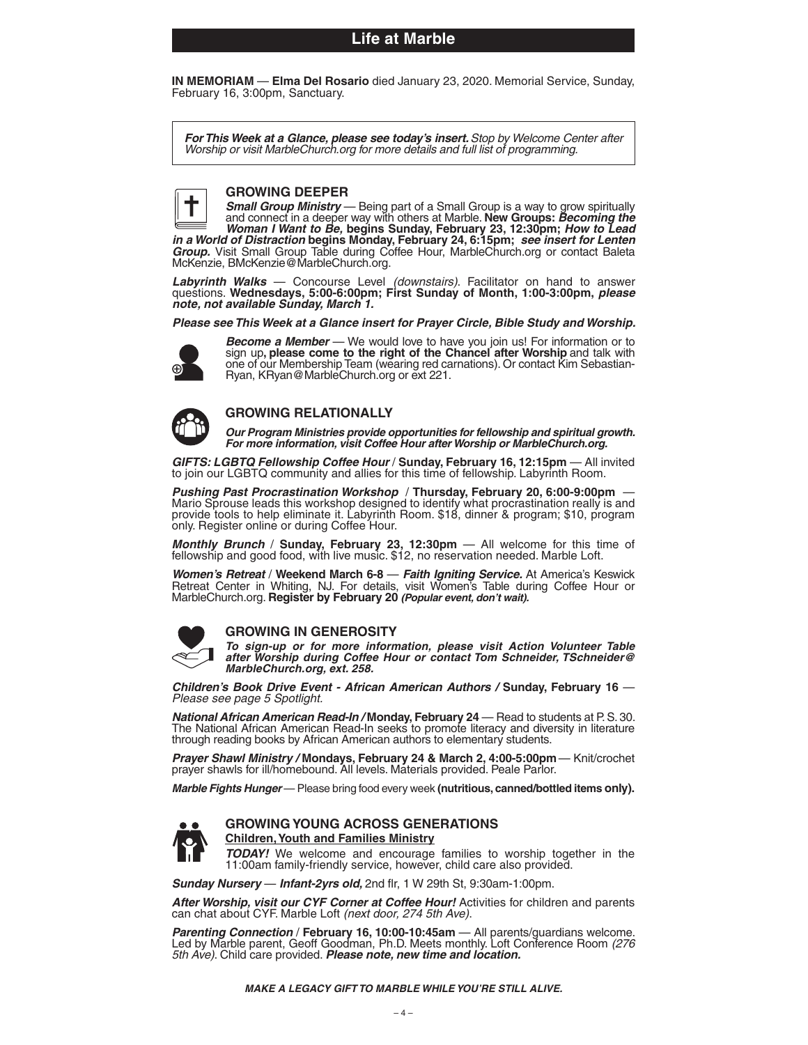# Life at Marble

**IN MEMORIAM** — **Elma Del Rosario** died January 23, 2020. Memorial Service, Sunday, February 16, 3:00pm, Sanctuary.

> ***For This Week at a Glance, please see today's insert.*** *Stop by Welcome Center after Worship or visit MarbleChurch.org for more details and full list of programming.*

## GROWING DEEPER

***Small Group Ministry*** — Being part of a Small Group is a way to grow spiritually and connect in a deeper way with others at Marble. **New Groups: *Becoming the Woman I Want to Be,* begins Sunday, February 23, 12:30pm; *How to Lead in a World of Distraction* begins Monday, February 24, 6:15pm; *see insert for Lenten Group.*** Visit Small Group Table during Coffee Hour, MarbleChurch.org or contact Baleta McKenzie, BMcKenzie@MarbleChurch.org.

***Labyrinth Walks*** — Concourse Level *(downstairs)*. Facilitator on hand to answer questions. **Wednesdays, 5:00-6:00pm; First Sunday of Month, 1:00-3:00pm, *please note, not available Sunday, March 1.***

***Please see This Week at a Glance insert for Prayer Circle, Bible Study and Worship.***

***Become a Member*** — We would love to have you join us! For information or to sign up**, please come to the right of the Chancel after Worship** and talk with one of our Membership Team (wearing red carnations). Or contact Kim Sebastian-Ryan, KRyan@MarbleChurch.org or ext 221.

## GROWING RELATIONALLY

***Our Program Ministries provide opportunities for fellowship and spiritual growth. For more information, visit Coffee Hour after Worship or MarbleChurch.org.***

***GIFTS: LGBTQ Fellowship Coffee Hour* / Sunday, February 16, 12:15pm** — All invited to join our LGBTQ community and allies for this time of fellowship. Labyrinth Room.

***Pushing Past Procrastination Workshop* / Thursday, February 20, 6:00-9:00pm** — Mario Sprouse leads this workshop designed to identify what procrastination really is and provide tools to help eliminate it. Labyrinth Room. $18, dinner & program; $10, program only. Register online or during Coffee Hour.

***Monthly Brunch* / Sunday, February 23, 12:30pm** — All welcome for this time of fellowship and good food, with live music. $12, no reservation needed. Marble Loft.

***Women's Retreat* / Weekend March 6-8** — ***Faith Igniting Service.*** At America's Keswick Retreat Center in Whiting, NJ. For details, visit Women's Table during Coffee Hour or MarbleChurch.org. **Register by February 20 *(Popular event, don't wait).***

## GROWING IN GENEROSITY

***To sign-up or for more information, please visit Action Volunteer Table after Worship during Coffee Hour or contact Tom Schneider, TSchneider@MarbleChurch.org, ext. 258.***

***Children's Book Drive Event - African American Authors /* Sunday, February 16** — *Please see page 5 Spotlight.*

***National African American Read-In* / Monday, February 24** — Read to students at P. S. 30. The National African American Read-In seeks to promote literacy and diversity in literature through reading books by African American authors to elementary students.

***Prayer Shawl Ministry* / Mondays, February 24 & March 2, 4:00-5:00pm** — Knit/crochet prayer shawls for ill/homebound. All levels. Materials provided. Peale Parlor.

***Marble Fights Hunger*** — Please bring food every week **(nutritious, canned/bottled items only).**

## GROWING YOUNG ACROSS GENERATIONS

**Children, Youth and Families Ministry**

***TODAY!*** We welcome and encourage families to worship together in the 11:00am family-friendly service, however, child care also provided.

***Sunday Nursery*** — ***Infant-2yrs old,*** 2nd flr, 1 W 29th St, 9:30am-1:00pm.

***After Worship, visit our CYF Corner at Coffee Hour!*** Activities for children and parents can chat about CYF. Marble Loft *(next door, 274 5th Ave)*.

***Parenting Connection* / February 16, 10:00-10:45am** — All parents/guardians welcome. Led by Marble parent, Geoff Goodman, Ph.D. Meets monthly. Loft Conference Room *(276 5th Ave)*. Child care provided. ***Please note, new time and location.***

***MAKE A LEGACY GIFT TO MARBLE WHILE YOU'RE STILL ALIVE.***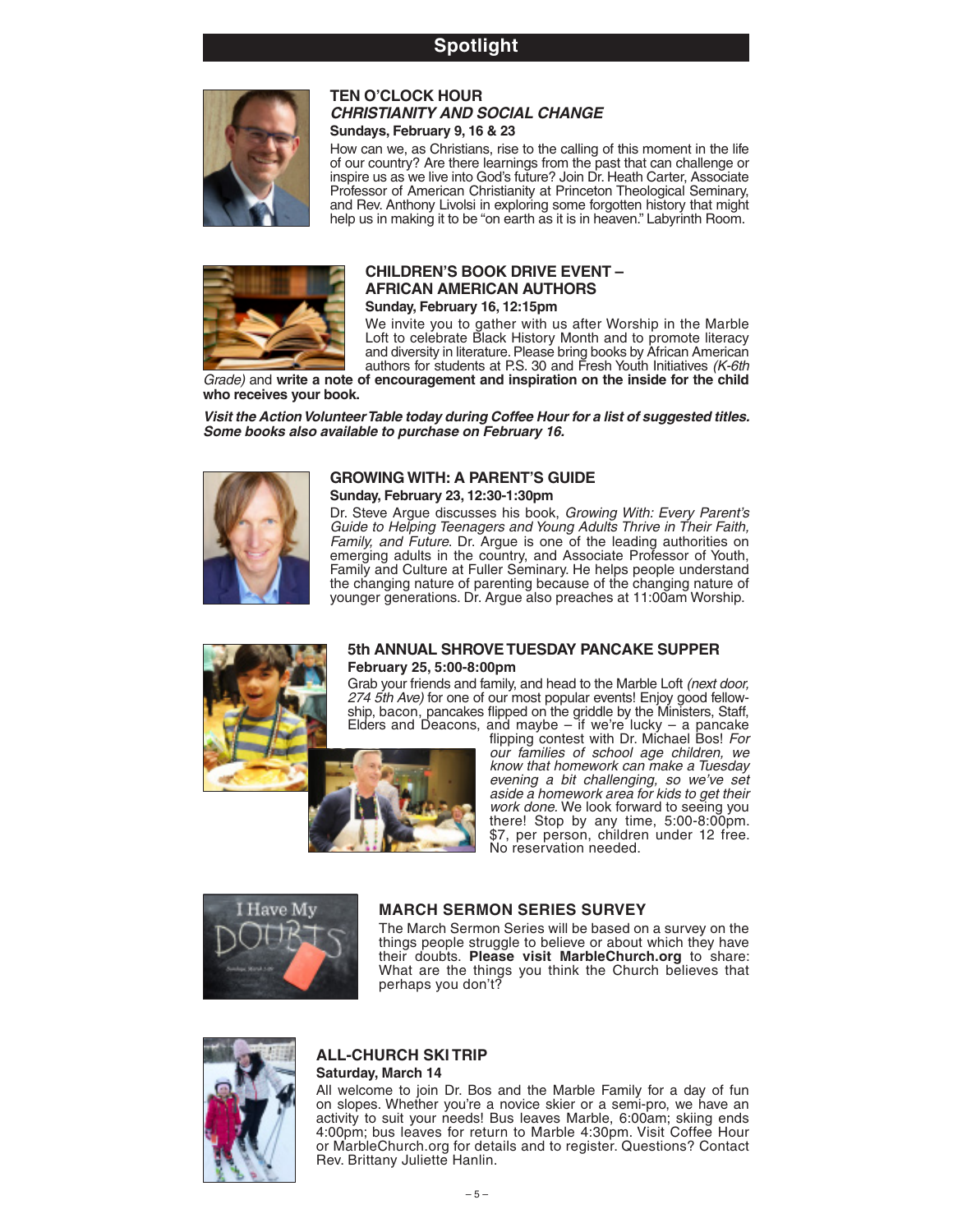# Spotlight

## TEN O'CLOCK HOUR
### *CHRISTIANITY AND SOCIAL CHANGE*

**Sundays, February 9, 16 & 23**

How can we, as Christians, rise to the calling of this moment in the life of our country? Are there learnings from the past that can challenge or inspire us as we live into God's future? Join Dr. Heath Carter, Associate Professor of American Christianity at Princeton Theological Seminary, and Rev. Anthony Livolsi in exploring some forgotten history that might help us in making it to be "on earth as it is in heaven." Labyrinth Room.

## CHILDREN'S BOOK DRIVE EVENT – AFRICAN AMERICAN AUTHORS

**Sunday, February 16, 12:15pm**

We invite you to gather with us after Worship in the Marble Loft to celebrate Black History Month and to promote literacy and diversity in literature. Please bring books by African American authors for students at P.S. 30 and Fresh Youth Initiatives *(K-6th Grade)* and **write a note of encouragement and inspiration on the inside for the child who receives your book.**

***Visit the Action Volunteer Table today during Coffee Hour for a list of suggested titles. Some books also available to purchase on February 16.***

## GROWING WITH: A PARENT'S GUIDE

**Sunday, February 23, 12:30-1:30pm**

Dr. Steve Argue discusses his book, *Growing With: Every Parent's Guide to Helping Teenagers and Young Adults Thrive in Their Faith, Family, and Future*. Dr. Argue is one of the leading authorities on emerging adults in the country, and Associate Professor of Youth, Family and Culture at Fuller Seminary. He helps people understand the changing nature of parenting because of the changing nature of younger generations. Dr. Argue also preaches at 11:00am Worship.

## 5th ANNUAL SHROVE TUESDAY PANCAKE SUPPER

**February 25, 5:00-8:00pm**

Grab your friends and family, and head to the Marble Loft *(next door, 274 5th Ave)* for one of our most popular events! Enjoy good fellowship, bacon, pancakes flipped on the griddle by the Ministers, Staff, Elders and Deacons, and maybe – if we're lucky – a pancake flipping contest with Dr. Michael Bos! *For our families of school age children, we know that homework can make a Tuesday evening a bit challenging, so we've set aside a homework area for kids to get their work done.* We look forward to seeing you there! Stop by any time, 5:00-8:00pm. $7, per person, children under 12 free. No reservation needed.

## MARCH SERMON SERIES SURVEY

The March Sermon Series will be based on a survey on the things people struggle to believe or about which they have their doubts. **Please visit MarbleChurch.org** to share: What are the things you think the Church believes that perhaps you don't?

## ALL-CHURCH SKI TRIP

**Saturday, March 14**

All welcome to join Dr. Bos and the Marble Family for a day of fun on slopes. Whether you're a novice skier or a semi-pro, we have an activity to suit your needs! Bus leaves Marble, 6:00am; skiing ends 4:00pm; bus leaves for return to Marble 4:30pm. Visit Coffee Hour or MarbleChurch.org for details and to register. Questions? Contact Rev. Brittany Juliette Hanlin.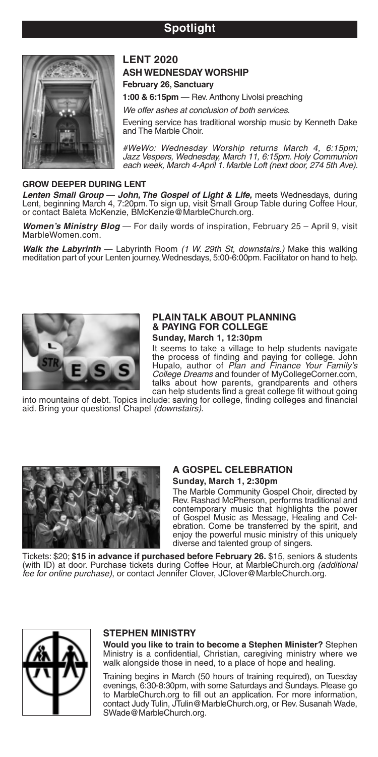# Spotlight

## LENT 2020

### ASH WEDNESDAY WORSHIP

**February 26, Sanctuary**

**1:00 & 6:15pm** — Rev. Anthony Livolsi preaching

*We offer ashes at conclusion of both services.*

Evening service has traditional worship music by Kenneth Dake and The Marble Choir.

*#WeWo: Wednesday Worship returns March 4, 6:15pm; Jazz Vespers, Wednesday, March 11, 6:15pm. Holy Communion each week, March 4-April 1. Marble Loft (next door, 274 5th Ave).*

### GROW DEEPER DURING LENT

***Lenten Small Group*** — ***John, The Gospel of Light & Life,*** meets Wednesdays, during Lent, beginning March 4, 7:20pm. To sign up, visit Small Group Table during Coffee Hour, or contact Baleta McKenzie, BMcKenzie@MarbleChurch.org.

***Women's Ministry Blog*** — For daily words of inspiration, February 25 – April 9, visit MarbleWomen.com.

***Walk the Labyrinth*** — Labyrinth Room *(1 W. 29th St, downstairs.)* Make this walking meditation part of your Lenten journey. Wednesdays, 5:00-6:00pm. Facilitator on hand to help.

## PLAIN TALK ABOUT PLANNING & PAYING FOR COLLEGE

**Sunday, March 1, 12:30pm**

It seems to take a village to help students navigate the process of finding and paying for college. John Hupalo, author of *Plan and Finance Your Family's College Dreams* and founder of MyCollegeCorner.com, talks about how parents, grandparents and others can help students find a great college fit without going into mountains of debt. Topics include: saving for college, finding colleges and financial aid. Bring your questions! Chapel *(downstairs)*.

## A GOSPEL CELEBRATION

**Sunday, March 1, 2:30pm**

The Marble Community Gospel Choir, directed by Rev. Rashad McPherson, performs traditional and contemporary music that highlights the power of Gospel Music as Message, Healing and Celebration. Come be transferred by the spirit, and enjoy the powerful music ministry of this uniquely diverse and talented group of singers.

Tickets: $20; **$15 in advance if purchased before February 26.** $15, seniors & students (with ID) at door. Purchase tickets during Coffee Hour, at MarbleChurch.org *(additional fee for online purchase)*, or contact Jennifer Clover, JClover@MarbleChurch.org.

## STEPHEN MINISTRY

**Would you like to train to become a Stephen Minister?** Stephen Ministry is a confidential, Christian, caregiving ministry where we walk alongside those in need, to a place of hope and healing.

Training begins in March (50 hours of training required), on Tuesday evenings, 6:30-8:30pm, with some Saturdays and Sundays. Please go to MarbleChurch.org to fill out an application. For more information, contact Judy Tulin, JTulin@MarbleChurch.org, or Rev. Susanah Wade, SWade@MarbleChurch.org.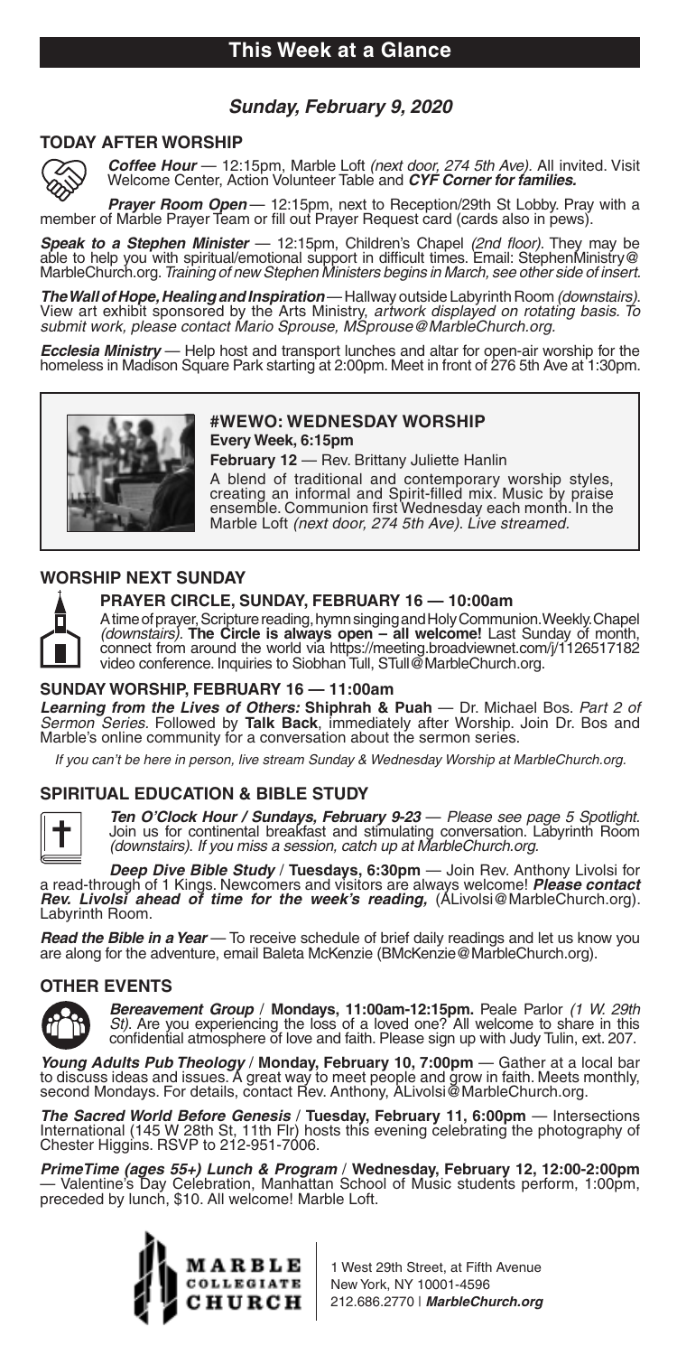# This Week at a Glance

## *Sunday, February 9, 2020*

### TODAY AFTER WORSHIP

***Coffee Hour*** — 12:15pm, Marble Loft *(next door, 274 5th Ave).* All invited. Visit Welcome Center, Action Volunteer Table and ***CYF Corner for families.***

***Prayer Room Open*** — 12:15pm, next to Reception/29th St Lobby. Pray with a member of Marble Prayer Team or fill out Prayer Request card (cards also in pews).

***Speak to a Stephen Minister*** — 12:15pm, Children's Chapel *(2nd floor).* They may be able to help you with spiritual/emotional support in difficult times. Email: StephenMinistry@MarbleChurch.org. *Training of new Stephen Ministers begins in March, see other side of insert.*

***The Wall of Hope, Healing and Inspiration*** — Hallway outside Labyrinth Room *(downstairs).* View art exhibit sponsored by the Arts Ministry, *artwork displayed on rotating basis. To submit work, please contact Mario Sprouse, MSprouse@MarbleChurch.org.*

***Ecclesia Ministry*** — Help host and transport lunches and altar for open-air worship for the homeless in Madison Square Park starting at 2:00pm. Meet in front of 276 5th Ave at 1:30pm.

### #WEWO: WEDNESDAY WORSHIP

**Every Week, 6:15pm**

**February 12** — Rev. Brittany Juliette Hanlin

A blend of traditional and contemporary worship styles, creating an informal and Spirit-filled mix. Music by praise ensemble. Communion first Wednesday each month. In the Marble Loft *(next door, 274 5th Ave). Live streamed.*

### WORSHIP NEXT SUNDAY

**PRAYER CIRCLE, SUNDAY, FEBRUARY 16 — 10:00am**

A time of prayer, Scripture reading, hymn singing and Holy Communion. Weekly. Chapel *(downstairs).* **The Circle is always open – all welcome!** Last Sunday of month, connect from around the world via https://meeting.broadviewnet.com/j/1126517182 video conference. Inquiries to Siobhan Tull, STull@MarbleChurch.org.

**SUNDAY WORSHIP, FEBRUARY 16 — 11:00am**

***Learning from the Lives of Others:*** **Shiphrah & Puah** — Dr. Michael Bos. *Part 2 of Sermon Series.* Followed by **Talk Back**, immediately after Worship. Join Dr. Bos and Marble's online community for a conversation about the sermon series.

*If you can't be here in person, live stream Sunday & Wednesday Worship at MarbleChurch.org.*

### SPIRITUAL EDUCATION & BIBLE STUDY

***Ten O'Clock Hour / Sundays, February 9-23*** — *Please see page 5 Spotlight.* Join us for continental breakfast and stimulating conversation. Labyrinth Room *(downstairs). If you miss a session, catch up at MarbleChurch.org.*

***Deep Dive Bible Study*** / **Tuesdays, 6:30pm** — Join Rev. Anthony Livolsi for a read-through of 1 Kings. Newcomers and visitors are always welcome! ***Please contact Rev. Livolsi ahead of time for the week's reading,*** (ALivolsi@MarbleChurch.org). Labyrinth Room.

***Read the Bible in a Year*** — To receive schedule of brief daily readings and let us know you are along for the adventure, email Baleta McKenzie (BMcKenzie@MarbleChurch.org).

### OTHER EVENTS

***Bereavement Group*** / **Mondays, 11:00am-12:15pm.** Peale Parlor *(1 W. 29th St).* Are you experiencing the loss of a loved one? All welcome to share in this confidential atmosphere of love and faith. Please sign up with Judy Tulin, ext. 207.

***Young Adults Pub Theology*** / **Monday, February 10, 7:00pm** — Gather at a local bar to discuss ideas and issues. A great way to meet people and grow in faith. Meets monthly, second Mondays. For details, contact Rev. Anthony, ALivolsi@MarbleChurch.org.

***The Sacred World Before Genesis*** / **Tuesday, February 11, 6:00pm** — Intersections International (145 W 28th St, 11th Flr) hosts this evening celebrating the photography of Chester Higgins. RSVP to 212-951-7006.

***PrimeTime (ages 55+) Lunch & Program*** / **Wednesday, February 12, 12:00-2:00pm** — Valentine's Day Celebration, Manhattan School of Music students perform, 1:00pm, preceded by lunch, $10. All welcome! Marble Loft.

MARBLE COLLEGIATE CHURCH

1 West 29th Street, at Fifth Avenue
New York, NY 10001-4596
212.686.2770 | ***MarbleChurch.org***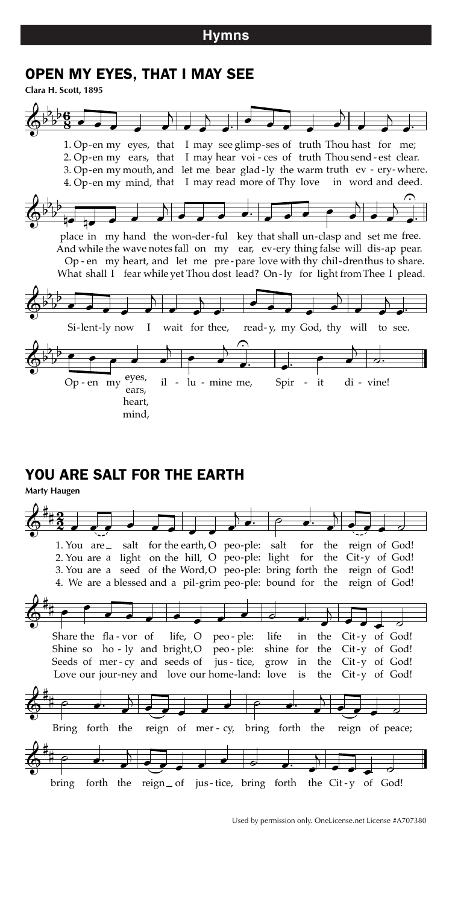## Hymns

### OPEN MY EYES, THAT I MAY SEE

**Clara H. Scott, 1895**

1. Op-en my eyes, that I may see glimp-ses of truth Thou hast for me;
2. Op-en my ears, that I may hear voi - ces of truth Thou send - est clear.
3. Op-en my mouth, and let me bear glad - ly the warm truth ev - ery - where.
4. Op-en my mind, that I may read more of Thy love in word and deed.

place in my hand the won-der-ful key that shall un-clasp and set me free.
And while the wave notes fall on my ear, ev-ery thing false will dis-ap pear.
Op - en my heart, and let me pre - pare love with thy chil-dren thus to share.
What shall I fear while yet Thou dost lead? On - ly for light from Thee I plead.

Si-lent-ly now I wait for thee, read - y, my God, thy will to see.

Op - en my eyes, / ears, / heart, / mind, il - lu - mine me, Spir - it di - vine!

### YOU ARE SALT FOR THE EARTH

**Marty Haugen**

1. You are salt for the earth, O peo-ple: salt for the reign of God!
2. You are a light on the hill, O peo-ple: light for the Cit-y of God!
3. You are a seed of the Word, O peo-ple: bring forth the reign of God!
4. We are a blessed and a pil-grim peo-ple: bound for the reign of God!

Share the fla - vor of life, O peo - ple: life in the Cit-y of God!
Shine so ho - ly and bright, O peo - ple: shine for the Cit-y of God!
Seeds of mer - cy and seeds of jus - tice, grow in the Cit-y of God!
Love our jour-ney and love our home-land: love is the Cit-y of God!

Bring forth the reign of mer - cy, bring forth the reign of peace;

bring forth the reign of jus - tice, bring forth the Cit - y of God!

Used by permission only. OneLicense.net License #A707380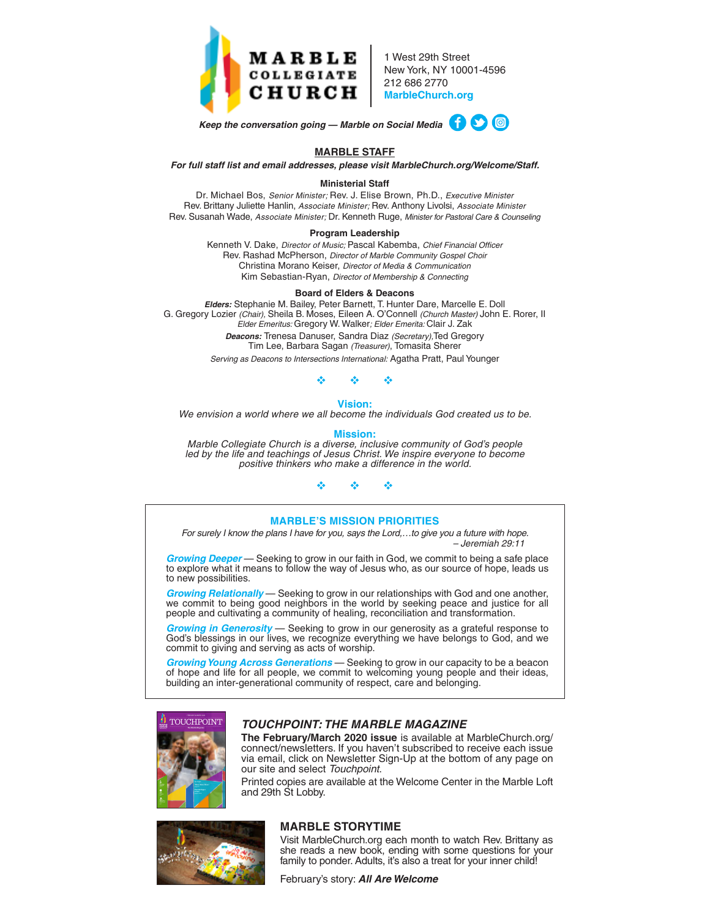# MARBLE COLLEGIATE CHURCH

1 West 29th Street
New York, NY 10001-4596
212 686 2770
**MarbleChurch.org**

***Keep the conversation going — Marble on Social Media***

## MARBLE STAFF

***For full staff list and email addresses, please visit MarbleChurch.org/Welcome/Staff.***

### Ministerial Staff

Dr. Michael Bos, *Senior Minister;* Rev. J. Elise Brown, Ph.D., *Executive Minister*
Rev. Brittany Juliette Hanlin, *Associate Minister;* Rev. Anthony Livolsi, *Associate Minister*
Rev. Susanah Wade, *Associate Minister;* Dr. Kenneth Ruge, *Minister for Pastoral Care & Counseling*

### Program Leadership

Kenneth V. Dake, *Director of Music;* Pascal Kabemba, *Chief Financial Officer*
Rev. Rashad McPherson, *Director of Marble Community Gospel Choir*
Christina Morano Keiser, *Director of Media & Communication*
Kim Sebastian-Ryan, *Director of Membership & Connecting*

### Board of Elders & Deacons

***Elders:*** Stephanie M. Bailey, Peter Barnett, T. Hunter Dare, Marcelle E. Doll
G. Gregory Lozier *(Chair),* Sheila B. Moses, Eileen A. O'Connell *(Church Master)* John E. Rorer, II
*Elder Emeritus:* Gregory W. Walker*; Elder Emerita:* Clair J. Zak

***Deacons:*** Trenesa Danuser, Sandra Diaz *(Secretary),*Ted Gregory
Tim Lee, Barbara Sagan *(Treasurer)*, Tomasita Sherer

*Serving as Deacons to Intersections International:* Agatha Pratt, Paul Younger

❖ ❖ ❖

**Vision:**
*We envision a world where we all become the individuals God created us to be.*

**Mission:**
*Marble Collegiate Church is a diverse, inclusive community of God's people led by the life and teachings of Jesus Christ. We inspire everyone to become positive thinkers who make a difference in the world.*

❖ ❖ ❖

## MARBLE'S MISSION PRIORITIES

*For surely I know the plans I have for you, says the Lord,…to give you a future with hope.*
*– Jeremiah 29:11*

***Growing Deeper*** — Seeking to grow in our faith in God, we commit to being a safe place to explore what it means to follow the way of Jesus who, as our source of hope, leads us to new possibilities.

***Growing Relationally*** — Seeking to grow in our relationships with God and one another, we commit to being good neighbors in the world by seeking peace and justice for all people and cultivating a community of healing, reconciliation and transformation.

***Growing in Generosity*** — Seeking to grow in our generosity as a grateful response to God's blessings in our lives, we recognize everything we have belongs to God, and we commit to giving and serving as acts of worship.

***Growing Young Across Generations*** — Seeking to grow in our capacity to be a beacon of hope and life for all people, we commit to welcoming young people and their ideas, building an inter-generational community of respect, care and belonging.

## *TOUCHPOINT: THE MARBLE MAGAZINE*

**The February/March 2020 issue** is available at MarbleChurch.org/connect/newsletters. If you haven't subscribed to receive each issue via email, click on Newsletter Sign-Up at the bottom of any page on our site and select *Touchpoint*.

Printed copies are available at the Welcome Center in the Marble Loft and 29th St Lobby.

## MARBLE STORYTIME

Visit MarbleChurch.org each month to watch Rev. Brittany as she reads a new book, ending with some questions for your family to ponder. Adults, it's also a treat for your inner child!

February's story: ***All Are Welcome***